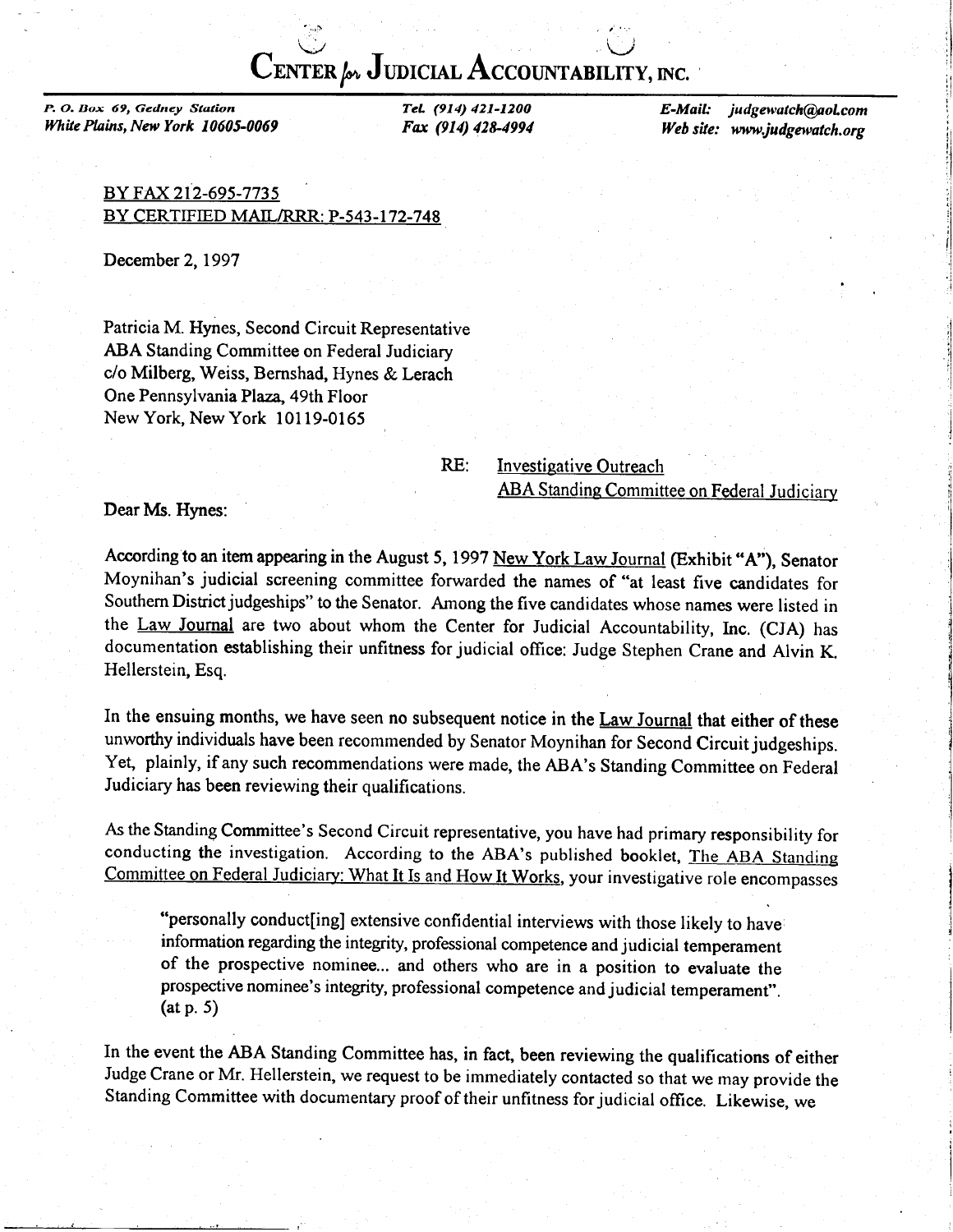# Center *for* Judicial Accountability, Inc.

*P. O. Box 69, Gedney Station*
*White Plains, New York 10605-0069*

*Tel. (914) 421-1200*
*Fax (914) 428-4994*

*E-Mail: judgewatch@aol.com*
*Web site: www.judgewatch.org*

BY FAX 212-695-7735
BY CERTIFIED MAIL/RRR: P-543-172-748

December 2, 1997

Patricia M. Hynes, Second Circuit Representative
ABA Standing Committee on Federal Judiciary
c/o Milberg, Weiss, Bernshad, Hynes & Lerach
One Pennsylvania Plaza, 49th Floor
New York, New York 10119-0165

RE: Investigative Outreach
ABA Standing Committee on Federal Judiciary

Dear Ms. Hynes:

According to an item appearing in the August 5, 1997 New York Law Journal (Exhibit "A"), Senator Moynihan's judicial screening committee forwarded the names of "at least five candidates for Southern District judgeships" to the Senator. Among the five candidates whose names were listed in the Law Journal are two about whom the Center for Judicial Accountability, Inc. (CJA) has documentation establishing their unfitness for judicial office: Judge Stephen Crane and Alvin K. Hellerstein, Esq.

In the ensuing months, we have seen no subsequent notice in the Law Journal that either of these unworthy individuals have been recommended by Senator Moynihan for Second Circuit judgeships. Yet, plainly, if any such recommendations were made, the ABA's Standing Committee on Federal Judiciary has been reviewing their qualifications.

As the Standing Committee's Second Circuit representative, you have had primary responsibility for conducting the investigation. According to the ABA's published booklet, The ABA Standing Committee on Federal Judiciary: What It Is and How It Works, your investigative role encompasses

> "personally conduct[ing] extensive confidential interviews with those likely to have information regarding the integrity, professional competence and judicial temperament of the prospective nominee... and others who are in a position to evaluate the prospective nominee's integrity, professional competence and judicial temperament". (at p. 5)

In the event the ABA Standing Committee has, in fact, been reviewing the qualifications of either Judge Crane or Mr. Hellerstein, we request to be immediately contacted so that we may provide the Standing Committee with documentary proof of their unfitness for judicial office. Likewise, we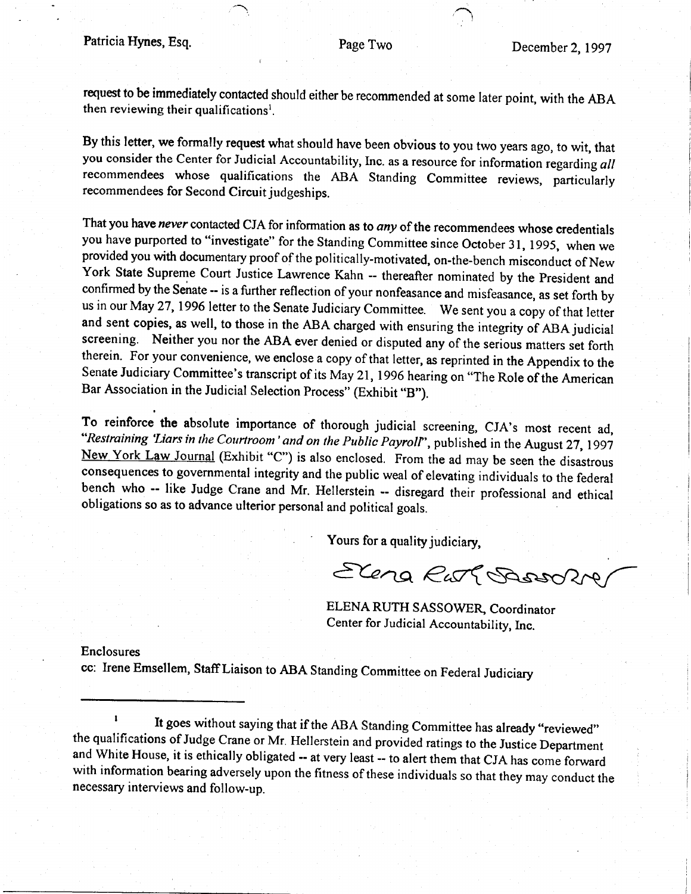request to be immediately contacted should either be recommended at some later point, with the ABA then reviewing their qualifications[1].

By this letter, we formally request what should have been obvious to you two years ago, to wit, that you consider the Center for Judicial Accountability, Inc. as a resource for information regarding *all* recommendees whose qualifications the ABA Standing Committee reviews, particularly recommendees for Second Circuit judgeships.

That you have *never* contacted CJA for information as to *any* of the recommendees whose credentials you have purported to "investigate" for the Standing Committee since October 31, 1995, when we provided you with documentary proof of the politically-motivated, on-the-bench misconduct of New York State Supreme Court Justice Lawrence Kahn -- thereafter nominated by the President and confirmed by the Senate -- is a further reflection of your nonfeasance and misfeasance, as set forth by us in our May 27, 1996 letter to the Senate Judiciary Committee. We sent you a copy of that letter and sent copies, as well, to those in the ABA charged with ensuring the integrity of ABA judicial screening. Neither you nor the ABA ever denied or disputed any of the serious matters set forth therein. For your convenience, we enclose a copy of that letter, as reprinted in the Appendix to the Senate Judiciary Committee's transcript of its May 21, 1996 hearing on "The Role of the American Bar Association in the Judicial Selection Process" (Exhibit "B").

To reinforce the absolute importance of thorough judicial screening, CJA's most recent ad, "*Restraining 'Liars in the Courtroom' and on the Public Payroll*", published in the August 27, 1997 New York Law Journal (Exhibit "C") is also enclosed. From the ad may be seen the disastrous consequences to governmental integrity and the public weal of elevating individuals to the federal bench who -- like Judge Crane and Mr. Hellerstein -- disregard their professional and ethical obligations so as to advance ulterior personal and political goals.

Yours for a quality judiciary,

*Elena Ruth Sassower*

ELENA RUTH SASSOWER, Coordinator
Center for Judicial Accountability, Inc.

Enclosures
cc: Irene Emsellem, Staff Liaison to ABA Standing Committee on Federal Judiciary

---

[1] It goes without saying that if the ABA Standing Committee has already "reviewed" the qualifications of Judge Crane or Mr. Hellerstein and provided ratings to the Justice Department and White House, it is ethically obligated -- at very least -- to alert them that CJA has come forward with information bearing adversely upon the fitness of these individuals so that they may conduct the necessary interviews and follow-up.